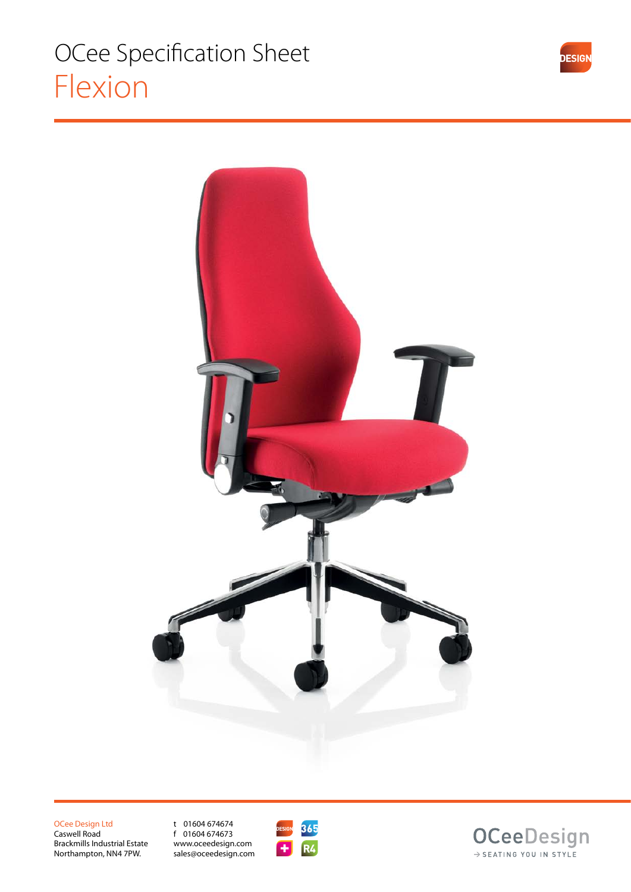# OCee Specification Sheet

## Flexion

OCee Design Ltd
Caswell Road
Brackmills Industrial Estate
Northampton, NN4 7PW.

t 01604 674674
f 01604 674673
www.oceedesign.com
sales@oceedesign.com

OCeeDesign
→ SEATING YOU IN STYLE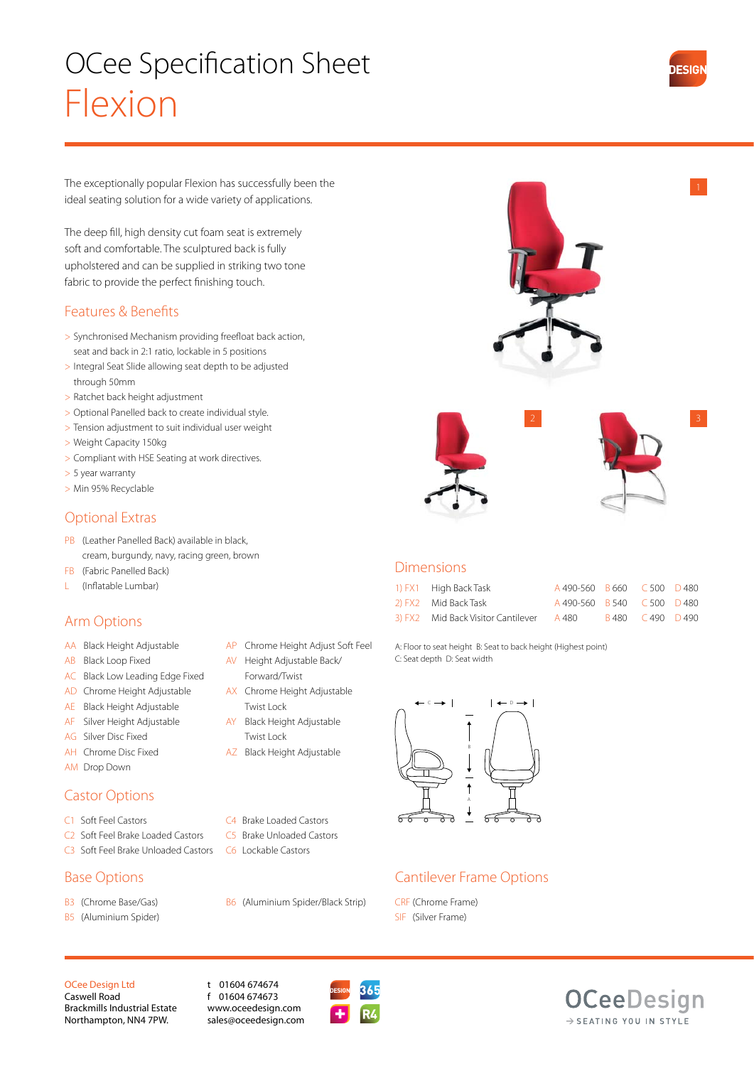# OCee Specification Sheet

# Flexion

The exceptionally popular Flexion has successfully been the ideal seating solution for a wide variety of applications.

The deep fill, high density cut foam seat is extremely soft and comfortable. The sculptured back is fully upholstered and can be supplied in striking two tone fabric to provide the perfect finishing touch.

## Features & Benefits

- > Synchronised Mechanism providing freefloat back action, seat and back in 2:1 ratio, lockable in 5 positions
- > Integral Seat Slide allowing seat depth to be adjusted through 50mm
- > Ratchet back height adjustment
- > Optional Panelled back to create individual style.
- > Tension adjustment to suit individual user weight
- > Weight Capacity 150kg
- > Compliant with HSE Seating at work directives.
- > 5 year warranty
- > Min 95% Recyclable

## Optional Extras

PB (Leather Panelled Back) available in black, cream, burgundy, navy, racing green, brown
FB (Fabric Panelled Back)
L (Inflatable Lumbar)

## Arm Options

AA Black Height Adjustable
AB Black Loop Fixed
AC Black Low Leading Edge Fixed
AD Chrome Height Adjustable
AE Black Height Adjustable
AF Silver Height Adjustable
AG Silver Disc Fixed
AH Chrome Disc Fixed
AM Drop Down
AP Chrome Height Adjust Soft Feel
AV Height Adjustable Back/ Forward/Twist
AX Chrome Height Adjustable Twist Lock
AY Black Height Adjustable Twist Lock
AZ Black Height Adjustable

## Castor Options

C1 Soft Feel Castors
C2 Soft Feel Brake Loaded Castors
C3 Soft Feel Brake Unloaded Castors
C4 Brake Loaded Castors
C5 Brake Unloaded Castors
C6 Lockable Castors

## Base Options

B3 (Chrome Base/Gas)
B5 (Aluminium Spider)
B6 (Aluminium Spider/Black Strip)

1

2

3

## Dimensions

| | | | | | |
|---|---|---|---|---|---|
| 1) FX1 | High Back Task | A 490-560 | B 660 | C 500 | D 480 |
| 2) FX2 | Mid Back Task | A 490-560 | B 540 | C 500 | D 480 |
| 3) FX2 | Mid Back Visitor Cantilever | A 480 | B 480 | C 490 | D 490 |

A: Floor to seat height B: Seat to back height (Highest point)
C: Seat depth D: Seat width

C
D
B
A

## Cantilever Frame Options

CRF (Chrome Frame)
SIF (Silver Frame)

OCee Design Ltd
Caswell Road
Brackmills Industrial Estate
Northampton, NN4 7PW.

t 01604 674674
f 01604 674673
www.oceedesign.com
sales@oceedesign.com

OCeeDesign
→ SEATING YOU IN STYLE